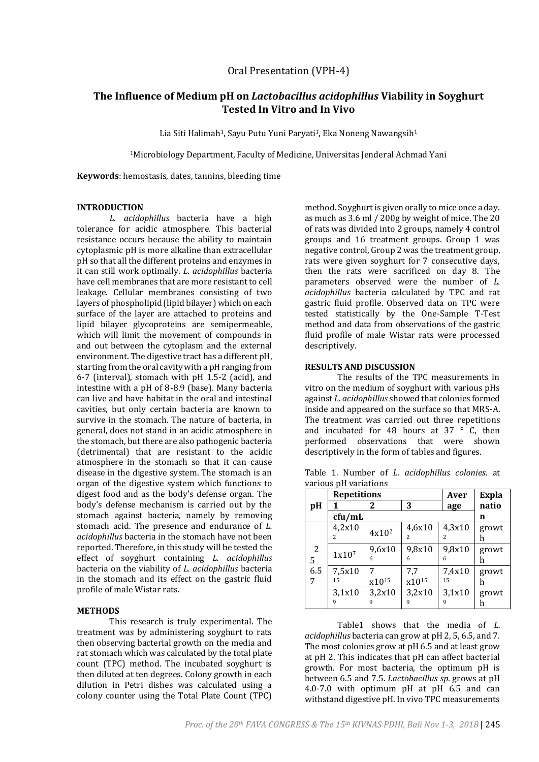Oral Presentation (VPH-4)

# The Influence of Medium pH on *Lactobacillus acidophillus* Viability in Soyghurt Tested In Vitro and In Vivo

Lia Siti Halimah[1], Sayu Putu Yuni Paryati[1], Eka Noneng Nawangsih[1]

[1]Microbiology Department, Faculty of Medicine, Universitas Jenderal Achmad Yani

**Keywords**: hemostasis, dates, tannins, bleeding time

## INTRODUCTION

*L. acidophillus* bacteria have a high tolerance for acidic atmosphere. This bacterial resistance occurs because the ability to maintain cytoplasmic pH is more alkaline than extracellular pH so that all the different proteins and enzymes in it can still work optimally. *L. acidophillus* bacteria have cell membranes that are more resistant to cell leakage. Cellular membranes consisting of two layers of phospholipid (lipid bilayer) which on each surface of the layer are attached to proteins and lipid bilayer glycoproteins are semipermeable, which will limit the movement of compounds in and out between the cytoplasm and the external environment. The digestive tract has a different pH, starting from the oral cavity with a pH ranging from 6-7 (interval), stomach with pH 1.5-2 (acid), and intestine with a pH of 8-8.9 (base). Many bacteria can live and have habitat in the oral and intestinal cavities, but only certain bacteria are known to survive in the stomach. The nature of bacteria, in general, does not stand in an acidic atmosphere in the stomach, but there are also pathogenic bacteria (detrimental) that are resistant to the acidic atmosphere in the stomach so that it can cause disease in the digestive system. The stomach is an organ of the digestive system which functions to digest food and as the body's defense organ. The body's defense mechanism is carried out by the stomach against bacteria, namely by removing stomach acid. The presence and endurance of *L. acidophillus* bacteria in the stomach have not been reported. Therefore, in this study will be tested the effect of soyghurt containing *L. acidophillus* bacteria on the viability of *L. acidophillus* bacteria in the stomach and its effect on the gastric fluid profile of male Wistar rats.

## METHODS

This research is truly experimental. The treatment was by administering soyghurt to rats then observing bacterial growth on the media and rat stomach which was calculated by the total plate count (TPC) method. The incubated soyghurt is then diluted at ten degrees. Colony growth in each dilution in Petri dishes was calculated using a colony counter using the Total Plate Count (TPC) method. Soyghurt is given orally to mice once a day. as much as 3.6 ml / 200g by weight of mice. The 20 of rats was divided into 2 groups, namely 4 control groups and 16 treatment groups. Group 1 was negative control, Group 2 was the treatment group, rats were given soyghurt for 7 consecutive days, then the rats were sacrificed on day 8. The parameters observed were the number of *L. acidophillus* bacteria calculated by TPC and rat gastric fluid profile. Observed data on TPC were tested statistically by the One-Sample T-Test method and data from observations of the gastric fluid profile of male Wistar rats were processed descriptively.

## RESULTS AND DISCUSSION

The results of the TPC measurements in vitro on the medium of soyghurt with various pHs against *L. acidophillus* showed that colonies formed inside and appeared on the surface so that MRS-A. The treatment was carried out three repetitions and incubated for 48 hours at 37 ° C, then performed observations that were shown descriptively in the form of tables and figures.

Table 1. Number of *L. acidophillus colonies*. at various pH variations

| pH | Repetitions 1 | 2 | 3 | Average | Explanation |
|---|---|---|---|---|---|
| | cfu/mL | | | | |
| 2 | $4,2x10^2$ | $4x10^2$ | $4,6x10^2$ | $4,3x10^2$ | growth |
| 5 | $1x10^7$ | $9,6x10^6$ | $9,8x10^6$ | $9,8x10^6$ | growth |
| 6.5 | $7,5x10^{15}$ | $7 x10^{15}$ | $7,7 x10^{15}$ | $7,4x10^{15}$ | growth |
| 7 | $3,1x10^9$ | $3,2x10^9$ | $3,2x10^9$ | $3,1x10^9$ | growth |

Table1 shows that the media of *L. acidophillus* bacteria can grow at pH 2, 5, 6.5, and 7. The most colonies grow at pH 6.5 and at least grow at pH 2. This indicates that pH can affect bacterial growth. For most bacteria, the optimum pH is between 6.5 and 7.5. *Lactobacillus sp.* grows at pH 4.0-7.0 with optimum pH at pH 6.5 and can withstand digestive pH. In vivo TPC measurements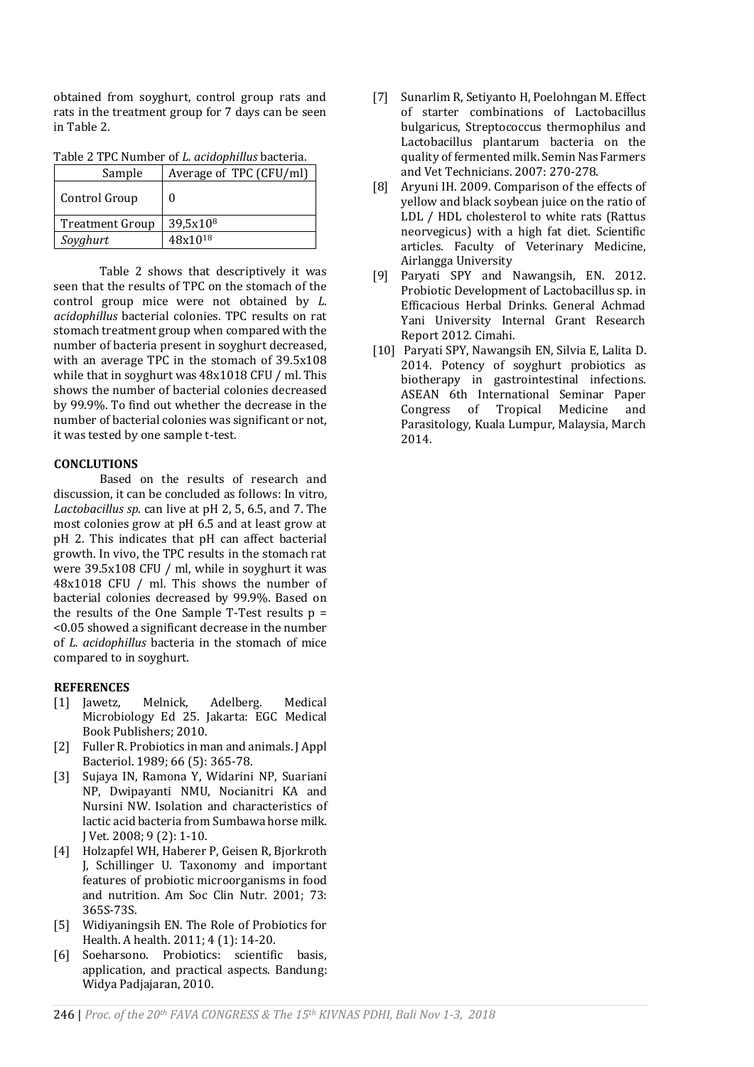obtained from soyghurt, control group rats and rats in the treatment group for 7 days can be seen in Table 2.

Table 2 TPC Number of *L. acidophillus* bacteria.

| Sample | Average of TPC (CFU/ml) |
|---|---|
| Control Group | 0 |
| Treatment Group | $39{,}5 \times 10^8$ |
| *Soyghurt* | $48 \times 10^{18}$ |

Table 2 shows that descriptively it was seen that the results of TPC on the stomach of the control group mice were not obtained by *L. acidophillus* bacterial colonies. TPC results on rat stomach treatment group when compared with the number of bacteria present in soyghurt decreased, with an average TPC in the stomach of 39.5x108 while that in soyghurt was 48x1018 CFU / ml. This shows the number of bacterial colonies decreased by 99.9%. To find out whether the decrease in the number of bacterial colonies was significant or not, it was tested by one sample t-test.

**CONCLUTIONS**

Based on the results of research and discussion, it can be concluded as follows: In vitro, *Lactobacillus sp.* can live at pH 2, 5, 6.5, and 7. The most colonies grow at pH 6.5 and at least grow at pH 2. This indicates that pH can affect bacterial growth. In vivo, the TPC results in the stomach rat were 39.5x108 CFU / ml, while in soyghurt it was 48x1018 CFU / ml. This shows the number of bacterial colonies decreased by 99.9%. Based on the results of the One Sample T-Test results $p = <0.05$ showed a significant decrease in the number of *L. acidophillus* bacteria in the stomach of mice compared to in soyghurt.

**REFERENCES**

[1] Jawetz, Melnick, Adelberg. Medical Microbiology Ed 25. Jakarta: EGC Medical Book Publishers; 2010.

[2] Fuller R. Probiotics in man and animals. J Appl Bacteriol. 1989; 66 (5): 365-78.

[3] Sujaya IN, Ramona Y, Widarini NP, Suariani NP, Dwipayanti NMU, Nocianitri KA and Nursini NW. Isolation and characteristics of lactic acid bacteria from Sumbawa horse milk. J Vet. 2008; 9 (2): 1-10.

[4] Holzapfel WH, Haberer P, Geisen R, Bjorkroth J, Schillinger U. Taxonomy and important features of probiotic microorganisms in food and nutrition. Am Soc Clin Nutr. 2001; 73: 365S-73S.

[5] Widiyaningsih EN. The Role of Probiotics for Health. A health. 2011; 4 (1): 14-20.

[6] Soeharsono. Probiotics: scientific basis, application, and practical aspects. Bandung: Widya Padjajaran, 2010.

[7] Sunarlim R, Setiyanto H, Poelohngan M. Effect of starter combinations of Lactobacillus bulgaricus, Streptococcus thermophilus and Lactobacillus plantarum bacteria on the quality of fermented milk. Semin Nas Farmers and Vet Technicians. 2007: 270-278.

[8] Aryuni IH. 2009. Comparison of the effects of yellow and black soybean juice on the ratio of LDL / HDL cholesterol to white rats (Rattus neorvegicus) with a high fat diet. Scientific articles. Faculty of Veterinary Medicine, Airlangga University

[9] Paryati SPY and Nawangsih, EN. 2012. Probiotic Development of Lactobacillus sp. in Efficacious Herbal Drinks. General Achmad Yani University Internal Grant Research Report 2012. Cimahi.

[10] Paryati SPY, Nawangsih EN, Silvia E, Lalita D. 2014. Potency of soyghurt probiotics as biotherapy in gastrointestinal infections. ASEAN 6th International Seminar Paper Congress of Tropical Medicine and Parasitology, Kuala Lumpur, Malaysia, March 2014.